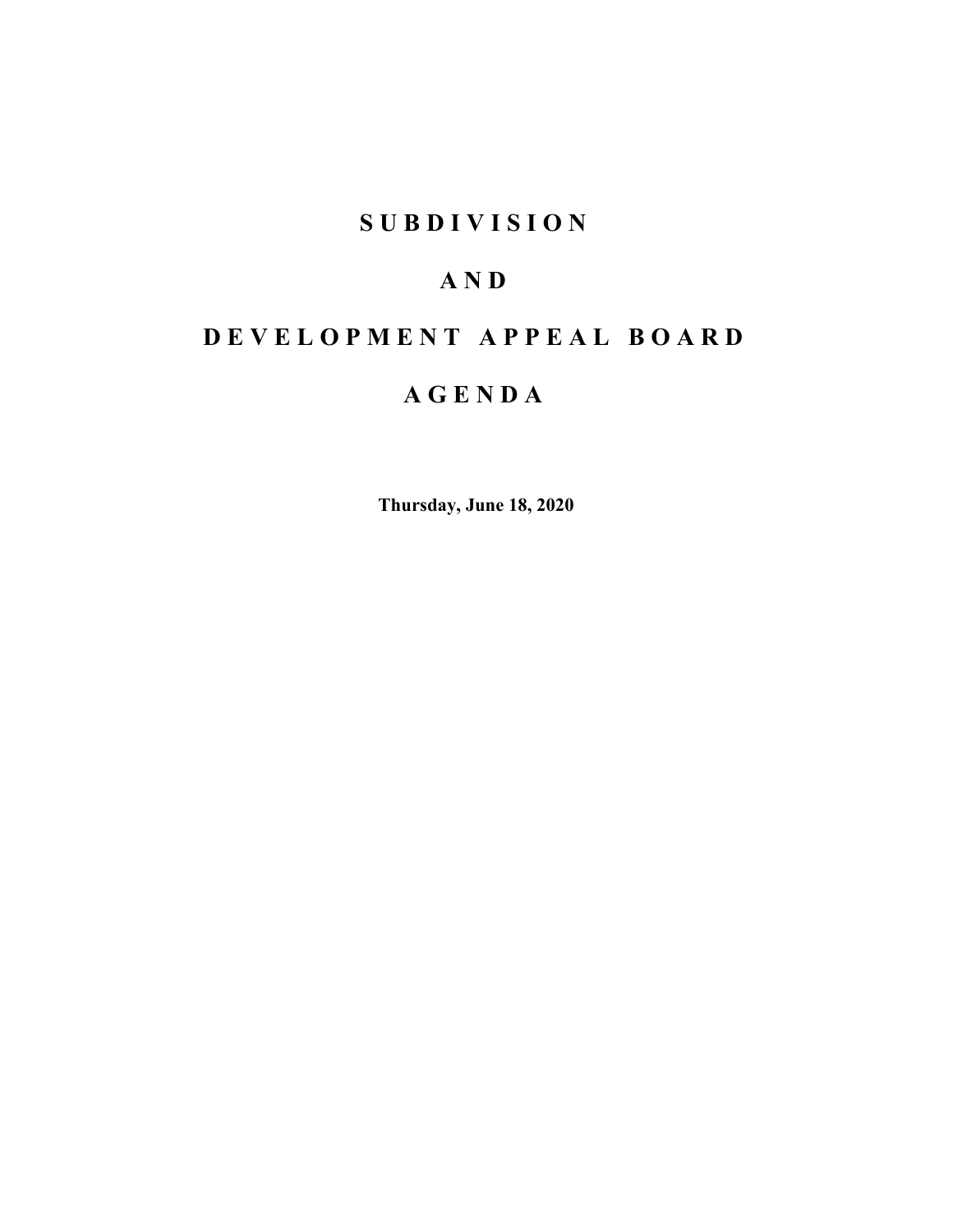# S U B D I V I S I O N

# A N D

# D E V E L O P M E N T   A P P E A L   B O A R D

# A G E N D A

**Thursday, June 18, 2020**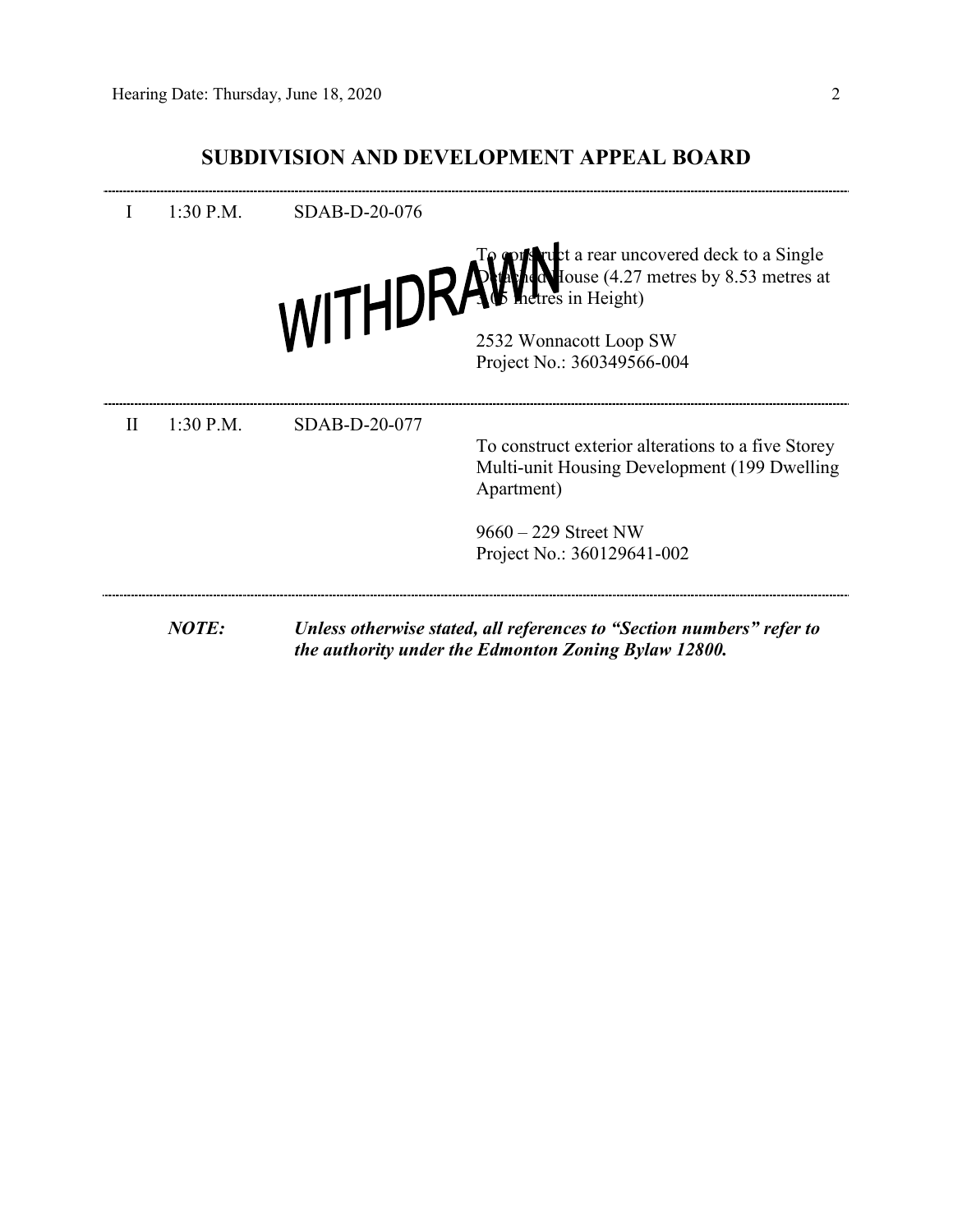## SUBDIVISION AND DEVELOPMENT APPEAL BOARD

---

I  1:30 P.M.  SDAB-D-20-076

WITHDRAWN

To construct a rear uncovered deck to a Single Detached House (4.27 metres by 8.53 metres at 3.05 metres in Height)

2532 Wonnacott Loop SW
Project No.: 360349566-004

---

II  1:30 P.M.  SDAB-D-20-077

To construct exterior alterations to a five Storey Multi-unit Housing Development (199 Dwelling Apartment)

9660 – 229 Street NW
Project No.: 360129641-002

---

***NOTE:*** ***Unless otherwise stated, all references to "Section numbers" refer to the authority under the Edmonton Zoning Bylaw 12800.***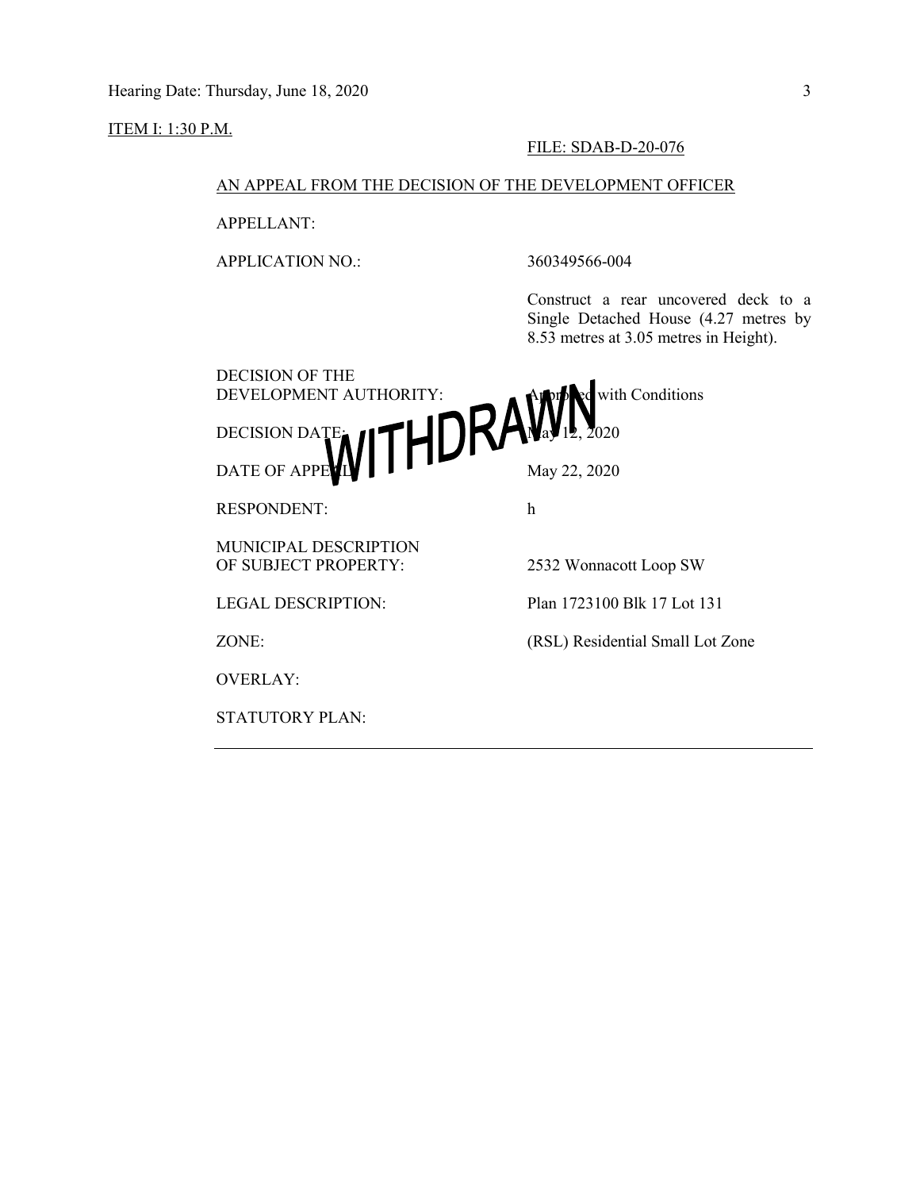ITEM I: 1:30 P.M.

FILE: SDAB-D-20-076

AN APPEAL FROM THE DECISION OF THE DEVELOPMENT OFFICER

WITHDRAWN

| | |
|---|---|
| APPELLANT: | |
| APPLICATION NO.: | 360349566-004 |
| | Construct a rear uncovered deck to a Single Detached House (4.27 metres by 8.53 metres at 3.05 metres in Height). |
| DECISION OF THE DEVELOPMENT AUTHORITY: | Approved with Conditions |
| DECISION DATE: | May 12, 2020 |
| DATE OF APPEAL: | May 22, 2020 |
| RESPONDENT: | h |
| MUNICIPAL DESCRIPTION OF SUBJECT PROPERTY: | 2532 Wonnacott Loop SW |
| LEGAL DESCRIPTION: | Plan 1723100 Blk 17 Lot 131 |
| ZONE: | (RSL) Residential Small Lot Zone |
| OVERLAY: | |
| STATUTORY PLAN: | |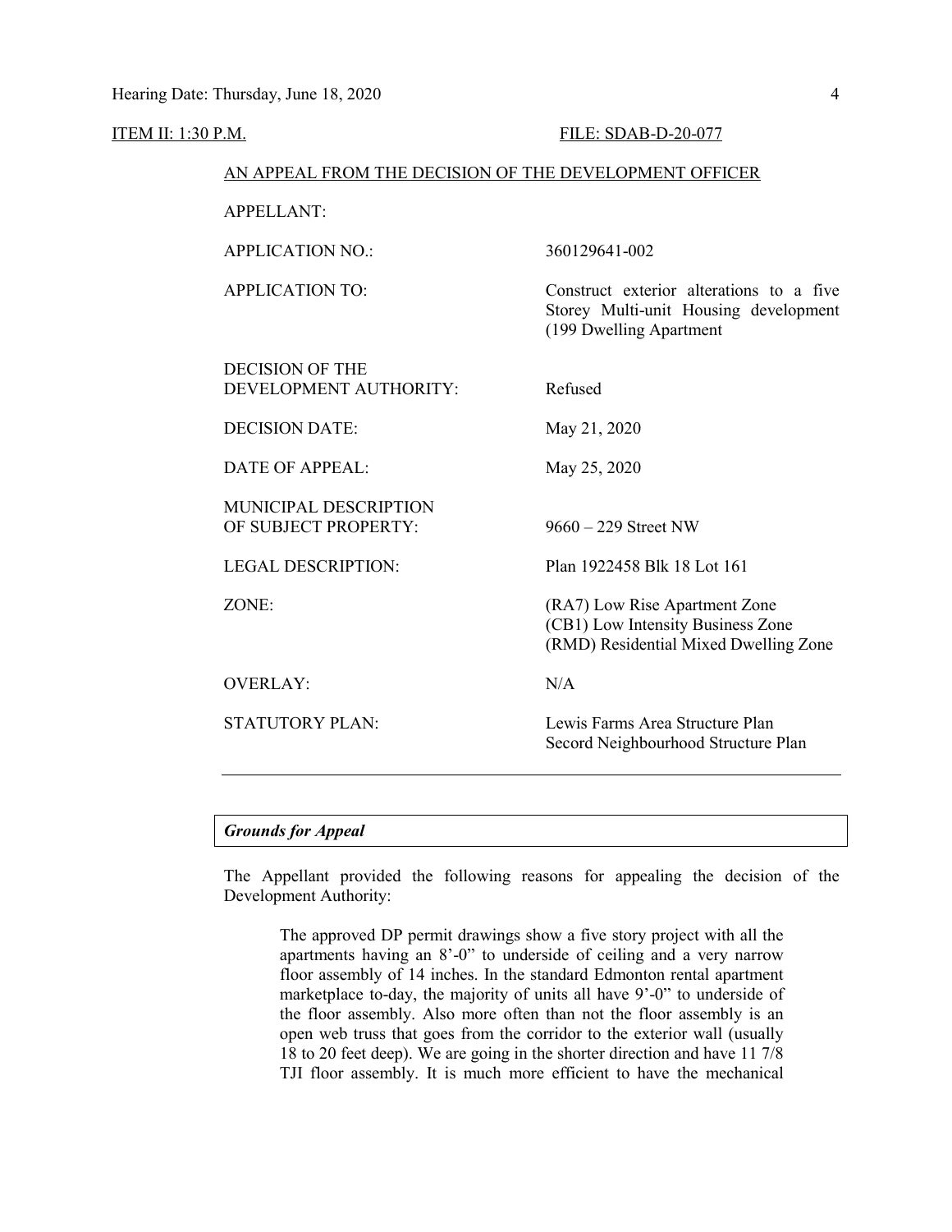ITEM II: 1:30 P.M. FILE: SDAB-D-20-077

AN APPEAL FROM THE DECISION OF THE DEVELOPMENT OFFICER

| | |
|---|---|
| APPELLANT: | |
| APPLICATION NO.: | 360129641-002 |
| APPLICATION TO: | Construct exterior alterations to a five Storey Multi-unit Housing development (199 Dwelling Apartment |
| DECISION OF THE DEVELOPMENT AUTHORITY: | Refused |
| DECISION DATE: | May 21, 2020 |
| DATE OF APPEAL: | May 25, 2020 |
| MUNICIPAL DESCRIPTION OF SUBJECT PROPERTY: | 9660 – 229 Street NW |
| LEGAL DESCRIPTION: | Plan 1922458 Blk 18 Lot 161 |
| ZONE: | (RA7) Low Rise Apartment Zone<br>(CB1) Low Intensity Business Zone<br>(RMD) Residential Mixed Dwelling Zone |
| OVERLAY: | N/A |
| STATUTORY PLAN: | Lewis Farms Area Structure Plan<br>Secord Neighbourhood Structure Plan |

---

***Grounds for Appeal***

The Appellant provided the following reasons for appealing the decision of the Development Authority:

> The approved DP permit drawings show a five story project with all the apartments having an 8'-0" to underside of ceiling and a very narrow floor assembly of 14 inches. In the standard Edmonton rental apartment marketplace to-day, the majority of units all have 9'-0" to underside of the floor assembly. Also more often than not the floor assembly is an open web truss that goes from the corridor to the exterior wall (usually 18 to 20 feet deep). We are going in the shorter direction and have 11 7/8 TJI floor assembly. It is much more efficient to have the mechanical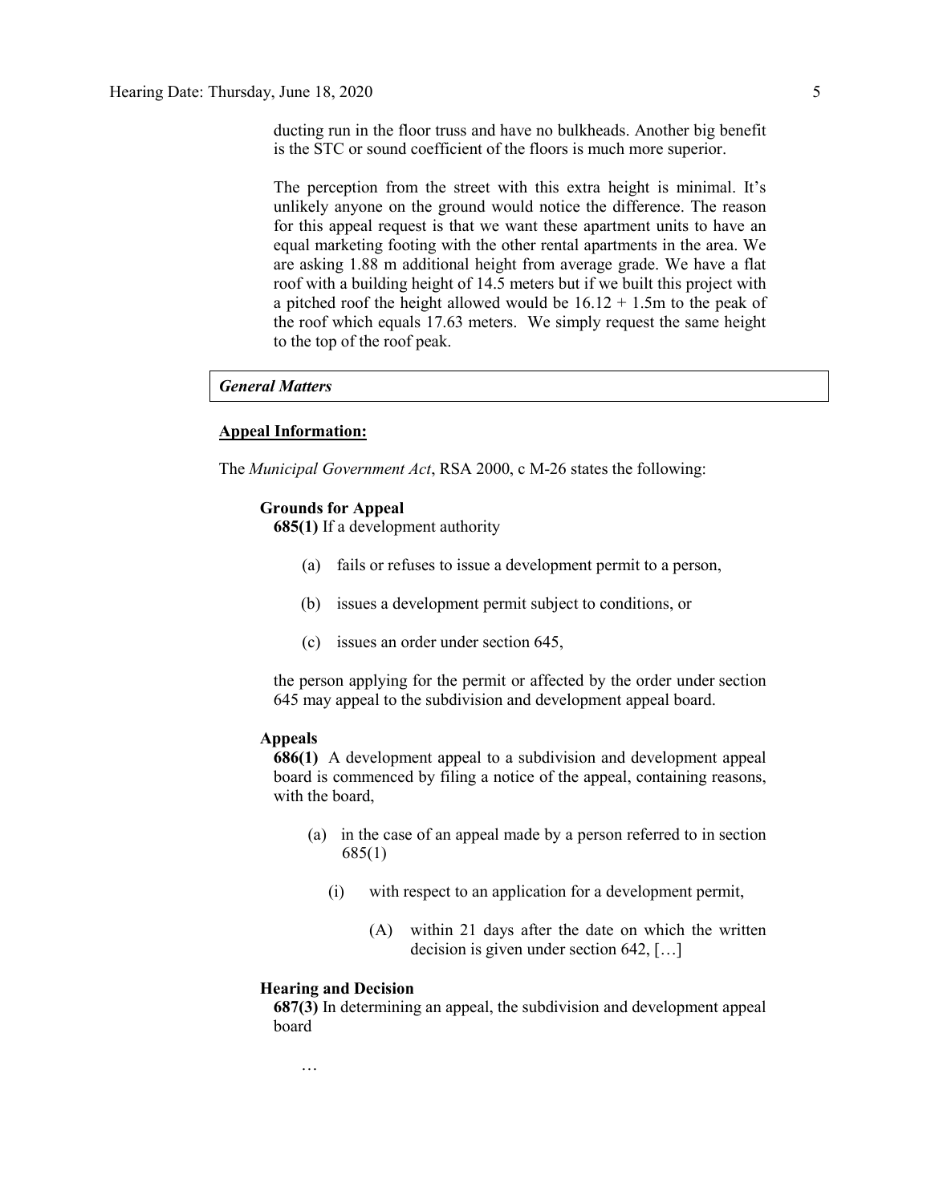ducting run in the floor truss and have no bulkheads. Another big benefit is the STC or sound coefficient of the floors is much more superior.

The perception from the street with this extra height is minimal. It's unlikely anyone on the ground would notice the difference. The reason for this appeal request is that we want these apartment units to have an equal marketing footing with the other rental apartments in the area. We are asking 1.88 m additional height from average grade. We have a flat roof with a building height of 14.5 meters but if we built this project with a pitched roof the height allowed would be 16.12 + 1.5m to the peak of the roof which equals 17.63 meters. We simply request the same height to the top of the roof peak.

***General Matters***

**Appeal Information:**

The *Municipal Government Act*, RSA 2000, c M-26 states the following:

**Grounds for Appeal**

**685(1)** If a development authority

(a) fails or refuses to issue a development permit to a person,

(b) issues a development permit subject to conditions, or

(c) issues an order under section 645,

the person applying for the permit or affected by the order under section 645 may appeal to the subdivision and development appeal board.

**Appeals**

**686(1)** A development appeal to a subdivision and development appeal board is commenced by filing a notice of the appeal, containing reasons, with the board,

(a) in the case of an appeal made by a person referred to in section 685(1)

(i) with respect to an application for a development permit,

(A) within 21 days after the date on which the written decision is given under section 642, […]

**Hearing and Decision**

**687(3)** In determining an appeal, the subdivision and development appeal board

…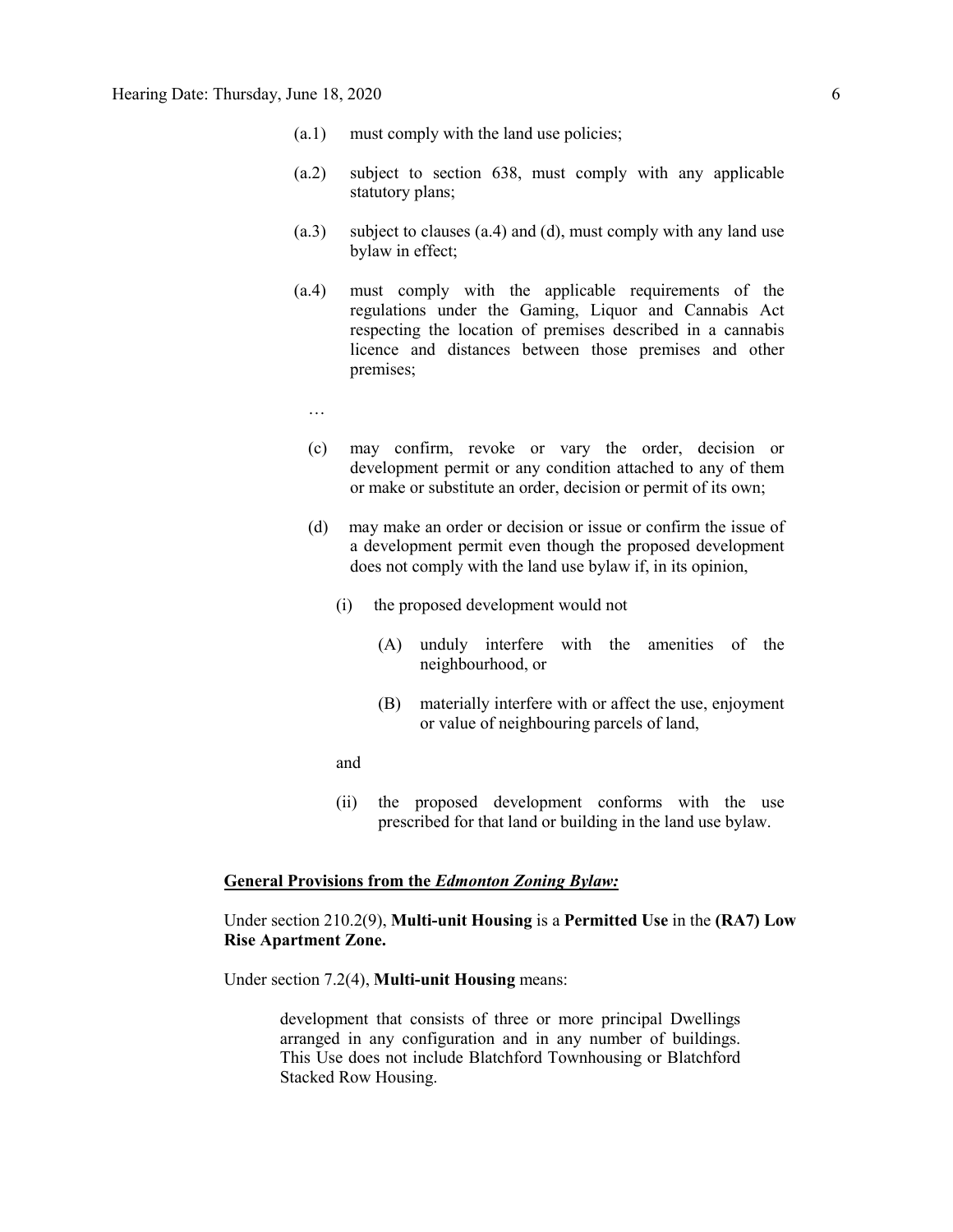(a.1) must comply with the land use policies;

(a.2) subject to section 638, must comply with any applicable statutory plans;

(a.3) subject to clauses (a.4) and (d), must comply with any land use bylaw in effect;

(a.4) must comply with the applicable requirements of the regulations under the Gaming, Liquor and Cannabis Act respecting the location of premises described in a cannabis licence and distances between those premises and other premises;

…

(c) may confirm, revoke or vary the order, decision or development permit or any condition attached to any of them or make or substitute an order, decision or permit of its own;

(d) may make an order or decision or issue or confirm the issue of a development permit even though the proposed development does not comply with the land use bylaw if, in its opinion,

(i) the proposed development would not

(A) unduly interfere with the amenities of the neighbourhood, or

(B) materially interfere with or affect the use, enjoyment or value of neighbouring parcels of land,

and

(ii) the proposed development conforms with the use prescribed for that land or building in the land use bylaw.

**General Provisions from the *Edmonton Zoning Bylaw:***

Under section 210.2(9), **Multi-unit Housing** is a **Permitted Use** in the **(RA7) Low Rise Apartment Zone.**

Under section 7.2(4), **Multi-unit Housing** means:

> development that consists of three or more principal Dwellings arranged in any configuration and in any number of buildings. This Use does not include Blatchford Townhousing or Blatchford Stacked Row Housing.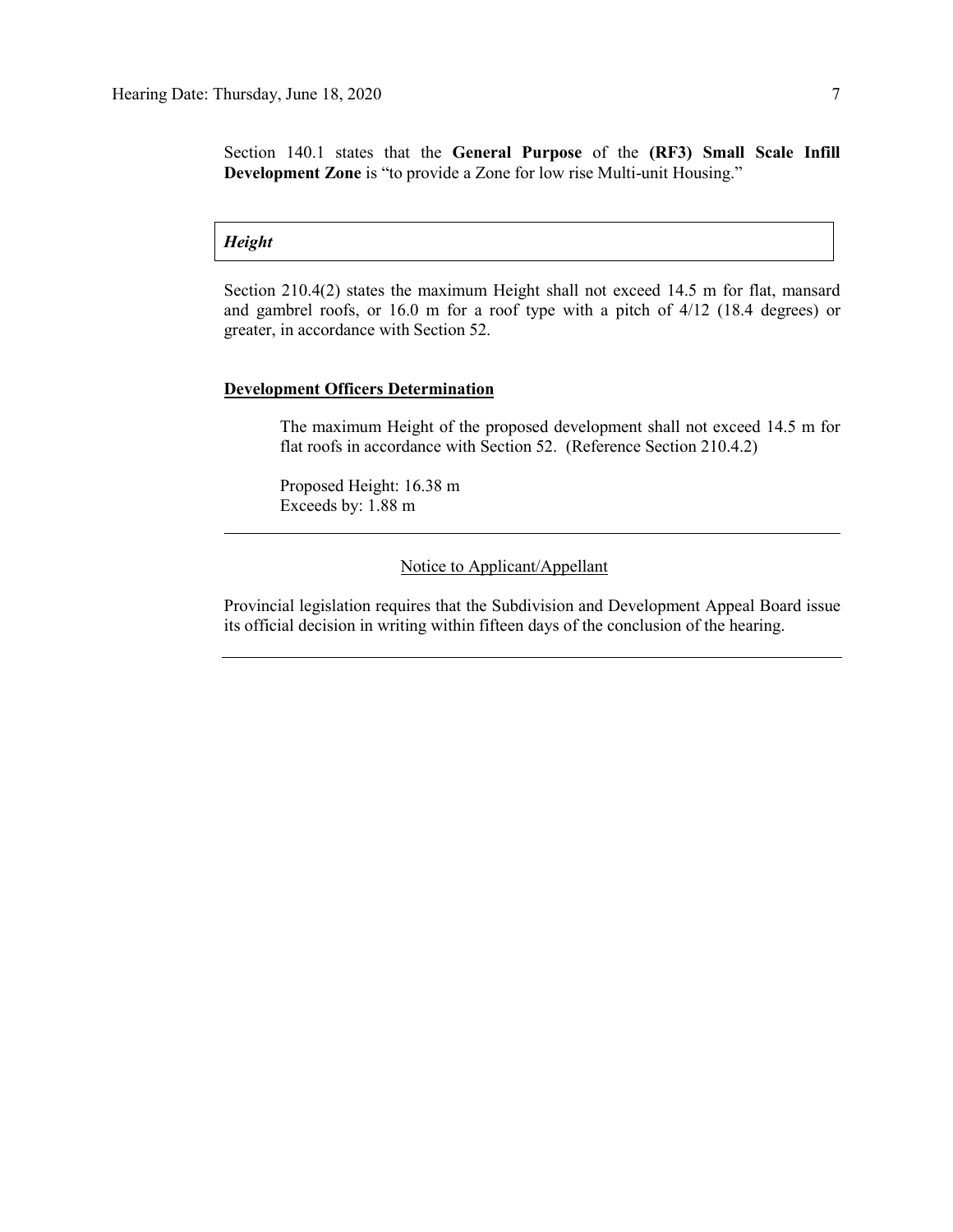Section 140.1 states that the **General Purpose** of the **(RF3) Small Scale Infill Development Zone** is "to provide a Zone for low rise Multi-unit Housing."

***Height***

Section 210.4(2) states the maximum Height shall not exceed 14.5 m for flat, mansard and gambrel roofs, or 16.0 m for a roof type with a pitch of 4/12 (18.4 degrees) or greater, in accordance with Section 52.

**Development Officers Determination**

> The maximum Height of the proposed development shall not exceed 14.5 m for flat roofs in accordance with Section 52. (Reference Section 210.4.2)
>
> Proposed Height: 16.38 m
> Exceeds by: 1.88 m

---

Notice to Applicant/Appellant

Provincial legislation requires that the Subdivision and Development Appeal Board issue its official decision in writing within fifteen days of the conclusion of the hearing.

---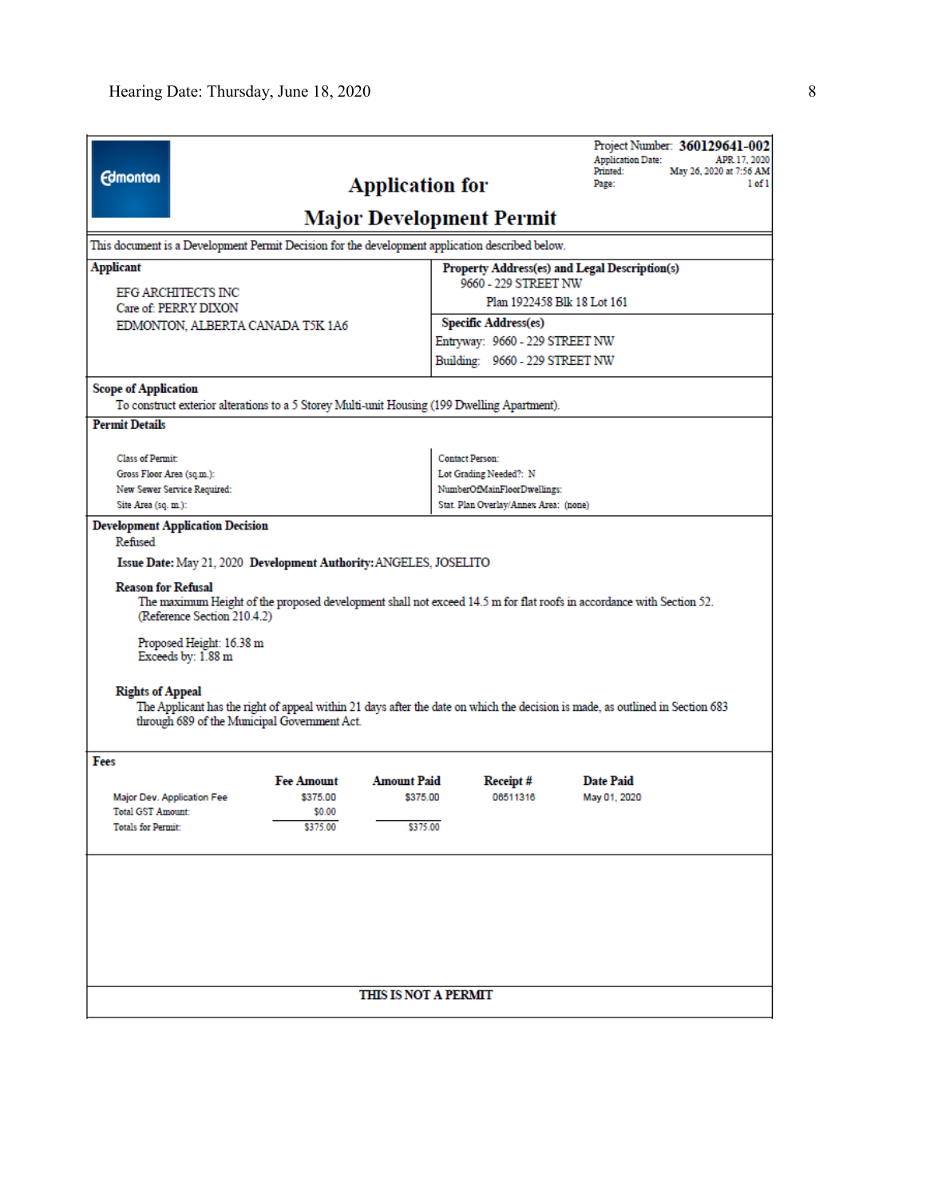Edmonton

# Application for Major Development Permit

Project Number: **360129641-002**
Application Date: APR 17, 2020
Printed: May 26, 2020 at 7:56 AM
Page: 1 of 1

This document is a Development Permit Decision for the development application described below.

**Applicant**

EFG ARCHITECTS INC
Care of: PERRY DIXON
EDMONTON, ALBERTA CANADA T5K 1A6

**Property Address(es) and Legal Description(s)**

9660 - 229 STREET NW
Plan 1922458 Blk 18 Lot 161

**Specific Address(es)**

Entryway: 9660 - 229 STREET NW
Building: 9660 - 229 STREET NW

**Scope of Application**

To construct exterior alterations to a 5 Storey Multi-unit Housing (199 Dwelling Apartment).

**Permit Details**

Class of Permit:
Gross Floor Area (sq.m.):
New Sewer Service Required:
Site Area (sq. m.):

Contact Person:
Lot Grading Needed?: N
NumberOfMainFloorDwellings:
Stat. Plan Overlay/Annex Area: (none)

**Development Application Decision**

Refused

**Issue Date:** May 21, 2020 **Development Authority:** ANGELES, JOSELITO

**Reason for Refusal**

The maximum Height of the proposed development shall not exceed 14.5 m for flat roofs in accordance with Section 52. (Reference Section 210.4.2)

Proposed Height: 16.38 m
Exceeds by: 1.88 m

**Rights of Appeal**

The Applicant has the right of appeal within 21 days after the date on which the decision is made, as outlined in Section 683 through 689 of the Municipal Government Act.

**Fees**

| | Fee Amount | Amount Paid | Receipt # | Date Paid |
|---|---|---|---|---|
| Major Dev. Application Fee | $375.00 | $375.00 | 06511316 | May 01, 2020 |
| Total GST Amount: | $0.00 | | | |
| Totals for Permit: | $375.00 | $375.00 | | |

**THIS IS NOT A PERMIT**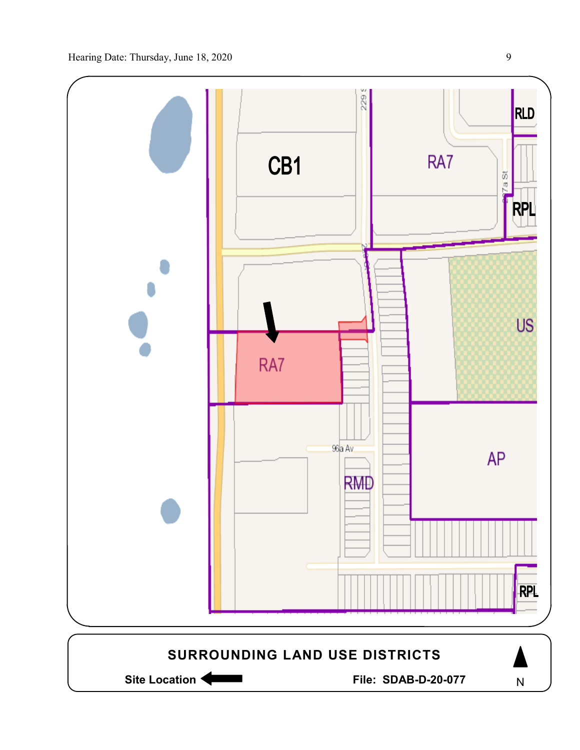CB1

RA7

RLD

RPL

US

RA7

AP

RMD

96a Av

229 S

227a St

RPL

**SURROUNDING LAND USE DISTRICTS**

**Site Location** ←

**File: SDAB-D-20-077**

N